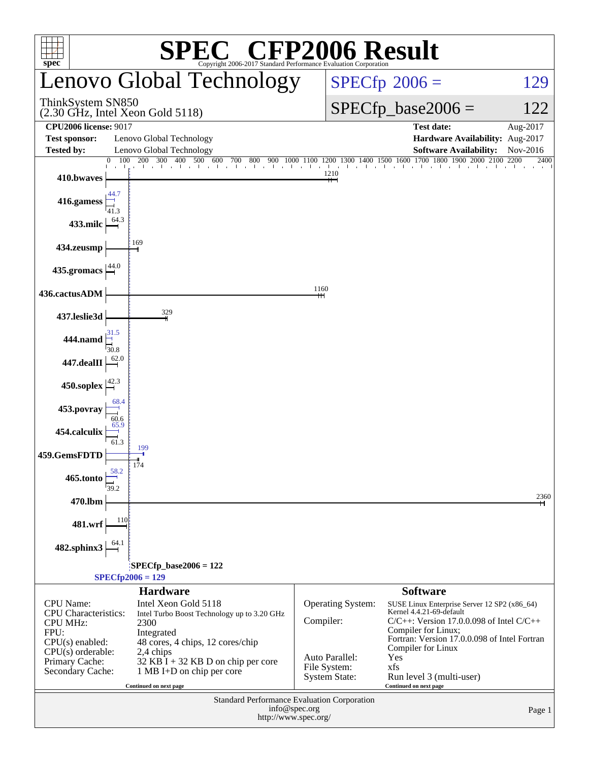# SPEC CFP2006 Result

Copyright 2006-2017 Standard Performance Evaluation Corporation

## Lenovo Global Technology

ThinkSystem SN850
(2.30 GHz, Intel Xeon Gold 5118)

SPECfp 2006 = 129

SPECfp_base2006 = 122

| | | | |
|---|---|---|---|
| **CPU2006 license:** 9017 | | **Test date:** | Aug-2017 |
| **Test sponsor:** | Lenovo Global Technology | **Hardware Availability:** | Aug-2017 |
| **Tested by:** | Lenovo Global Technology | **Software Availability:** | Nov-2016 |

| Benchmark | Peak | Base |
|---|---|---|
| 410.bwaves | | 1210 |
| 416.gamess | 44.7 | 41.3 |
| 433.milc | | 64.3 |
| 434.zeusmp | | 169 |
| 435.gromacs | | 44.0 |
| 436.cactusADM | | 1160 |
| 437.leslie3d | | 329 |
| 444.namd | 31.5 | 30.8 |
| 447.dealII | | 62.0 |
| 450.soplex | | 42.3 |
| 453.povray | 68.4 | 60.6 |
| 454.calculix | 65.9 | 61.3 |
| 459.GemsFDTD | 199 | 174 |
| 465.tonto | 58.2 | 39.2 |
| 470.lbm | | 2360 |
| 481.wrf | | 110 |
| 482.sphinx3 | | 64.1 |

SPECfp_base2006 = 122

SPECfp2006 = 129

### Hardware

| | |
|---|---|
| CPU Name: | Intel Xeon Gold 5118 |
| CPU Characteristics: | Intel Turbo Boost Technology up to 3.20 GHz |
| CPU MHz: | 2300 |
| FPU: | Integrated |
| CPU(s) enabled: | 48 cores, 4 chips, 12 cores/chip |
| CPU(s) orderable: | 2,4 chips |
| Primary Cache: | 32 KB I + 32 KB D on chip per core |
| Secondary Cache: | 1 MB I+D on chip per core |

Continued on next page

### Software

| | |
|---|---|
| Operating System: | SUSE Linux Enterprise Server 12 SP2 (x86_64) Kernel 4.4.21-69-default |
| Compiler: | C/C++: Version 17.0.0.098 of Intel C/C++ Compiler for Linux; Fortran: Version 17.0.0.098 of Intel Fortran Compiler for Linux |
| Auto Parallel: | Yes |
| File System: | xfs |
| System State: | Run level 3 (multi-user) |

Continued on next page

Standard Performance Evaluation Corporation
info@spec.org
http://www.spec.org/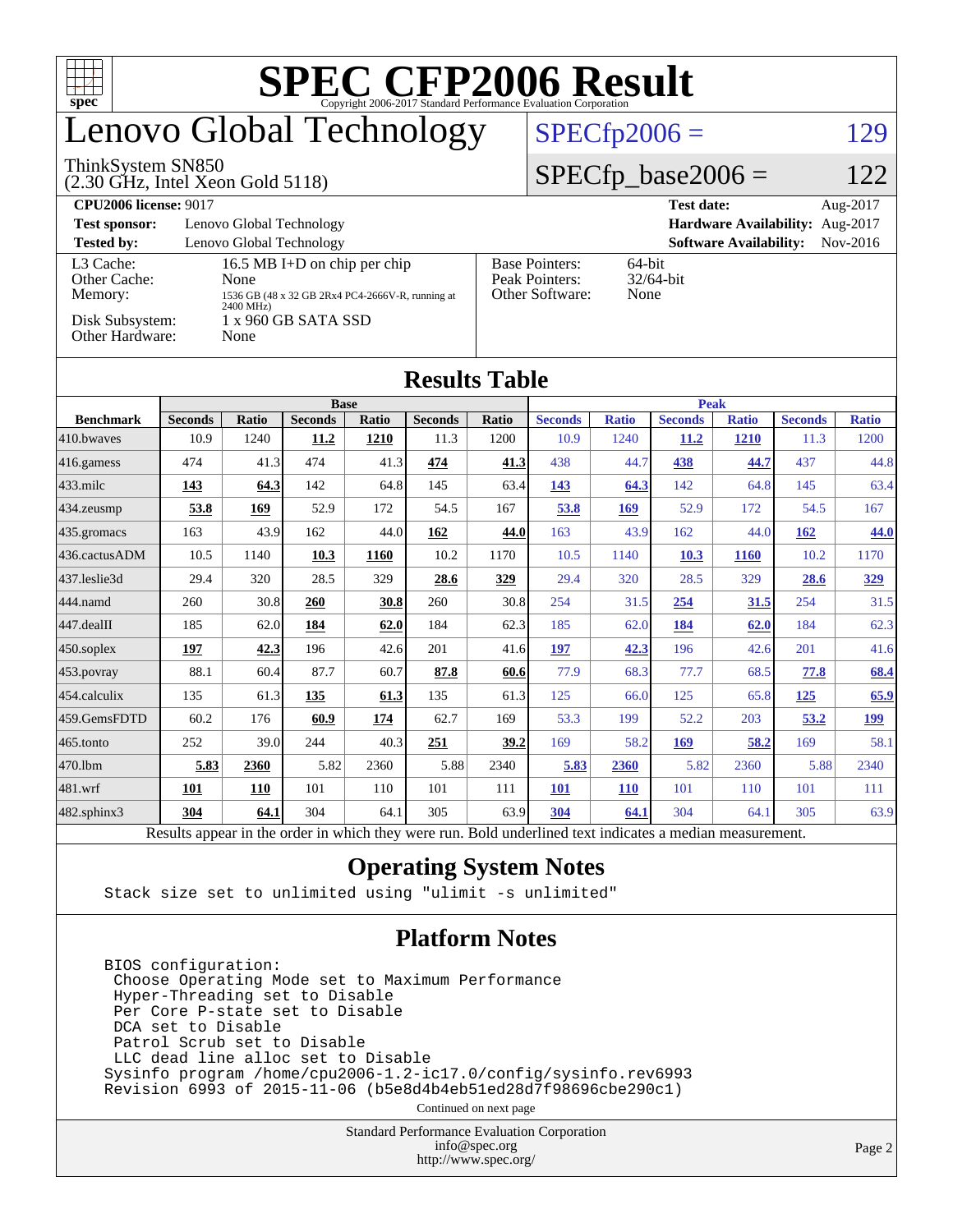# SPEC CFP2006 Result

Copyright 2006-2017 Standard Performance Evaluation Corporation

# Lenovo Global Technology

ThinkSystem SN850
(2.30 GHz, Intel Xeon Gold 5118)

SPECfp2006 = 129

SPECfp_base2006 = 122

| | | | |
|---|---|---|---|
| **CPU2006 license:** 9017 | | **Test date:** | Aug-2017 |
| **Test sponsor:** | Lenovo Global Technology | **Hardware Availability:** | Aug-2017 |
| **Tested by:** | Lenovo Global Technology | **Software Availability:** | Nov-2016 |

| | | | |
|---|---|---|---|
| L3 Cache: | 16.5 MB I+D on chip per chip | Base Pointers: | 64-bit |
| Other Cache: | None | Peak Pointers: | 32/64-bit |
| Memory: | 1536 GB (48 x 32 GB 2Rx4 PC4-2666V-R, running at 2400 MHz) | Other Software: | None |
| Disk Subsystem: | 1 x 960 GB SATA SSD | | |
| Other Hardware: | None | | |

## Results Table

| Benchmark | Base | | | | | | Peak | | | | | |
|---|---|---|---|---|---|---|---|---|---|---|---|---|
| | Seconds | Ratio | Seconds | Ratio | Seconds | Ratio | Seconds | Ratio | Seconds | Ratio | Seconds | Ratio |
| 410.bwaves | 10.9 | 1240 | **11.2** | **1210** | 11.3 | 1200 | 10.9 | 1240 | **11.2** | **1210** | 11.3 | 1200 |
| 416.gamess | 474 | 41.3 | 474 | 41.3 | **474** | **41.3** | 438 | 44.7 | **438** | **44.7** | 437 | 44.8 |
| 433.milc | **143** | **64.3** | 142 | 64.8 | 145 | 63.4 | **143** | **64.3** | 142 | 64.8 | 145 | 63.4 |
| 434.zeusmp | **53.8** | **169** | 52.9 | 172 | 54.5 | 167 | **53.8** | **169** | 52.9 | 172 | 54.5 | 167 |
| 435.gromacs | 163 | 43.9 | 162 | 44.0 | **162** | **44.0** | 163 | 43.9 | 162 | 44.0 | **162** | **44.0** |
| 436.cactusADM | 10.5 | 1140 | **10.3** | **1160** | 10.2 | 1170 | 10.5 | 1140 | **10.3** | **1160** | 10.2 | 1170 |
| 437.leslie3d | 29.4 | 320 | 28.5 | 329 | **28.6** | **329** | 29.4 | 320 | 28.5 | 329 | **28.6** | **329** |
| 444.namd | 260 | 30.8 | **260** | **30.8** | 260 | 30.8 | 254 | 31.5 | **254** | **31.5** | 254 | 31.5 |
| 447.dealII | 185 | 62.0 | **184** | **62.0** | 184 | 62.3 | 185 | 62.0 | **184** | **62.0** | 184 | 62.3 |
| 450.soplex | **197** | **42.3** | 196 | 42.6 | 201 | 41.6 | **197** | **42.3** | 196 | 42.6 | 201 | 41.6 |
| 453.povray | 88.1 | 60.4 | 87.7 | 60.7 | **87.8** | **60.6** | 77.9 | 68.3 | 77.7 | 68.5 | **77.8** | **68.4** |
| 454.calculix | 135 | 61.3 | **135** | **61.3** | 135 | 61.3 | 125 | 66.0 | 125 | 65.8 | **125** | **65.9** |
| 459.GemsFDTD | 60.2 | 176 | **60.9** | **174** | 62.7 | 169 | 53.3 | 199 | 52.2 | 203 | **53.2** | **199** |
| 465.tonto | 252 | 39.0 | 244 | 40.3 | **251** | **39.2** | 169 | 58.2 | **169** | **58.2** | 169 | 58.1 |
| 470.lbm | **5.83** | **2360** | 5.82 | 2360 | 5.88 | 2340 | **5.83** | **2360** | 5.82 | 2360 | 5.88 | 2340 |
| 481.wrf | **101** | **110** | 101 | 110 | 101 | 111 | **101** | **110** | 101 | 110 | 101 | 111 |
| 482.sphinx3 | **304** | **64.1** | 304 | 64.1 | 305 | 63.9 | **304** | **64.1** | 304 | 64.1 | 305 | 63.9 |

Results appear in the order in which they were run. Bold underlined text indicates a median measurement.

## Operating System Notes

```
Stack size set to unlimited using "ulimit -s unlimited"
```

## Platform Notes

```
BIOS configuration:
 Choose Operating Mode set to Maximum Performance
 Hyper-Threading set to Disable
 Per Core P-state set to Disable
 DCA set to Disable
 Patrol Scrub set to Disable
 LLC dead line alloc set to Disable
Sysinfo program /home/cpu2006-1.2-ic17.0/config/sysinfo.rev6993
Revision 6993 of 2015-11-06 (b5e8d4b4eb51ed28d7f98696cbe290c1)
```

Continued on next page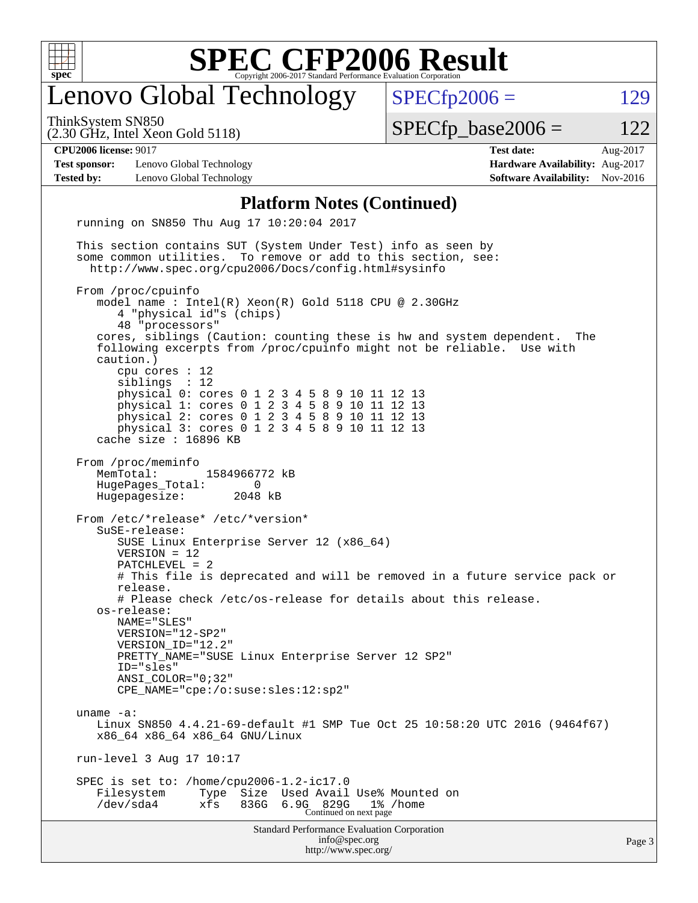# Lenovo Global Technology

ThinkSystem SN850
(2.30 GHz, Intel Xeon Gold 5118)

SPECfp2006 = 129

SPECfp_base2006 = 122

**CPU2006 license:** 9017

**Test sponsor:** Lenovo Global Technology

**Tested by:** Lenovo Global Technology

**Test date:** Aug-2017

**Hardware Availability:** Aug-2017

**Software Availability:** Nov-2016

## Platform Notes (Continued)

```
running on SN850 Thu Aug 17 10:20:04 2017

This section contains SUT (System Under Test) info as seen by
some common utilities.  To remove or add to this section, see:
  http://www.spec.org/cpu2006/Docs/config.html#sysinfo

From /proc/cpuinfo
   model name : Intel(R) Xeon(R) Gold 5118 CPU @ 2.30GHz
      4 "physical id"s (chips)
      48 "processors"
   cores, siblings (Caution: counting these is hw and system dependent.  The
   following excerpts from /proc/cpuinfo might not be reliable.  Use with
   caution.)
      cpu cores : 12
      siblings  : 12
      physical 0: cores 0 1 2 3 4 5 8 9 10 11 12 13
      physical 1: cores 0 1 2 3 4 5 8 9 10 11 12 13
      physical 2: cores 0 1 2 3 4 5 8 9 10 11 12 13
      physical 3: cores 0 1 2 3 4 5 8 9 10 11 12 13
   cache size : 16896 KB

From /proc/meminfo
   MemTotal:       1584966772 kB
   HugePages_Total:       0
   Hugepagesize:       2048 kB

From /etc/*release* /etc/*version*
   SuSE-release:
      SUSE Linux Enterprise Server 12 (x86_64)
      VERSION = 12
      PATCHLEVEL = 2
      # This file is deprecated and will be removed in a future service pack or
      release.
      # Please check /etc/os-release for details about this release.
   os-release:
      NAME="SLES"
      VERSION="12-SP2"
      VERSION_ID="12.2"
      PRETTY_NAME="SUSE Linux Enterprise Server 12 SP2"
      ID="sles"
      ANSI_COLOR="0;32"
      CPE_NAME="cpe:/o:suse:sles:12:sp2"

uname -a:
   Linux SN850 4.4.21-69-default #1 SMP Tue Oct 25 10:58:20 UTC 2016 (9464f67)
   x86_64 x86_64 x86_64 GNU/Linux

run-level 3 Aug 17 10:17

SPEC is set to: /home/cpu2006-1.2-ic17.0
   Filesystem     Type  Size  Used Avail Use% Mounted on
   /dev/sda4      xfs   836G  6.9G  829G   1% /home
```

Continued on next page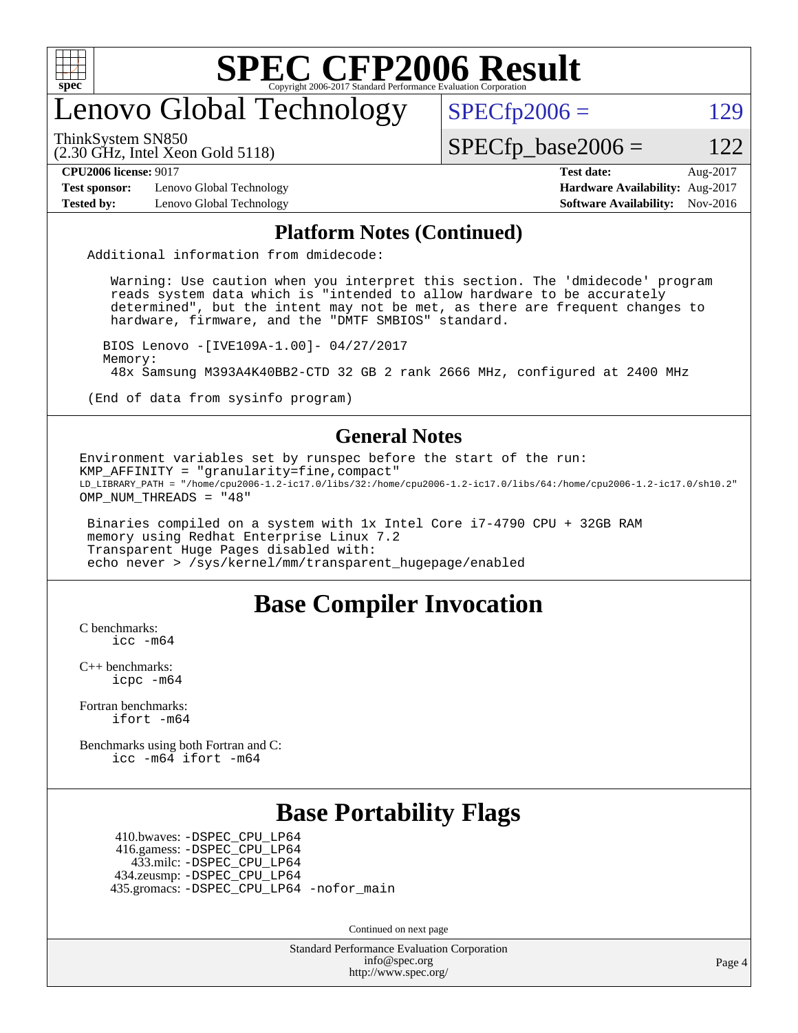# SPEC CFP2006 Result

Copyright 2006-2017 Standard Performance Evaluation Corporation

## Lenovo Global Technology

ThinkSystem SN850
(2.30 GHz, Intel Xeon Gold 5118)

SPECfp2006 = 129

SPECfp_base2006 = 122

| | | | |
|---|---|---|---|
| **CPU2006 license:** 9017 | | **Test date:** | Aug-2017 |
| **Test sponsor:** | Lenovo Global Technology | **Hardware Availability:** | Aug-2017 |
| **Tested by:** | Lenovo Global Technology | **Software Availability:** | Nov-2016 |

## Platform Notes (Continued)

```
Additional information from dmidecode:

   Warning: Use caution when you interpret this section. The 'dmidecode' program
   reads system data which is "intended to allow hardware to be accurately
   determined", but the intent may not be met, as there are frequent changes to
   hardware, firmware, and the "DMTF SMBIOS" standard.

  BIOS Lenovo -[IVE109A-1.00]- 04/27/2017
  Memory:
   48x Samsung M393A4K40BB2-CTD 32 GB 2 rank 2666 MHz, configured at 2400 MHz

(End of data from sysinfo program)
```

## General Notes

```
Environment variables set by runspec before the start of the run:
KMP_AFFINITY = "granularity=fine,compact"
LD_LIBRARY_PATH = "/home/cpu2006-1.2-ic17.0/libs/32:/home/cpu2006-1.2-ic17.0/libs/64:/home/cpu2006-1.2-ic17.0/sh10.2"
OMP_NUM_THREADS = "48"

 Binaries compiled on a system with 1x Intel Core i7-4790 CPU + 32GB RAM
 memory using Redhat Enterprise Linux 7.2
 Transparent Huge Pages disabled with:
 echo never > /sys/kernel/mm/transparent_hugepage/enabled
```

## Base Compiler Invocation

C benchmarks:
    icc -m64

C++ benchmarks:
    icpc -m64

Fortran benchmarks:
    ifort -m64

Benchmarks using both Fortran and C:
    icc -m64 ifort -m64

## Base Portability Flags

410.bwaves: -DSPEC_CPU_LP64
416.gamess: -DSPEC_CPU_LP64
433.milc: -DSPEC_CPU_LP64
434.zeusmp: -DSPEC_CPU_LP64
435.gromacs: -DSPEC_CPU_LP64 -nofor_main

Continued on next page

Standard Performance Evaluation Corporation
info@spec.org
http://www.spec.org/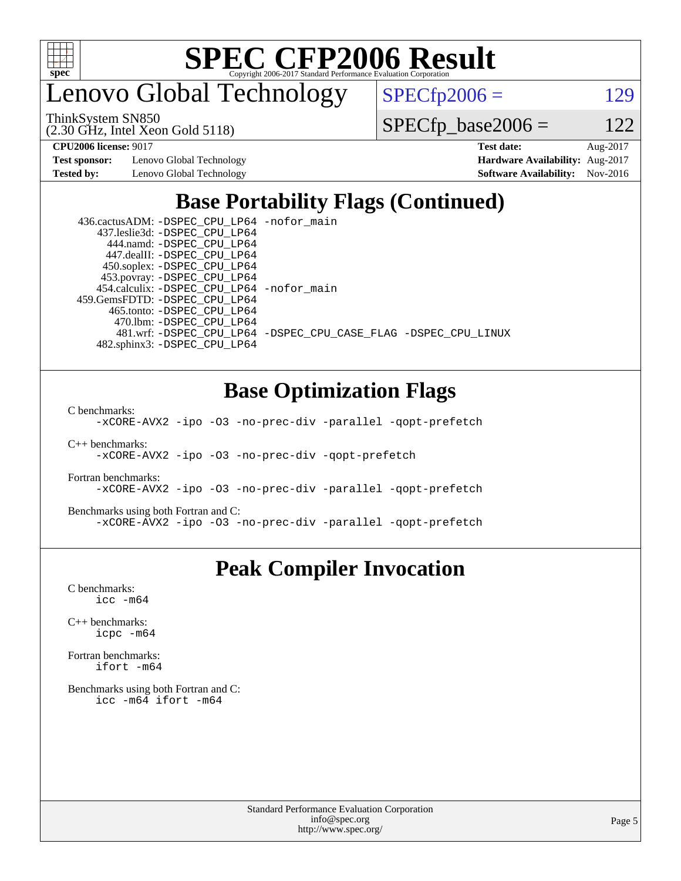# SPEC CFP2006 Result

Copyright 2006-2017 Standard Performance Evaluation Corporation

# Lenovo Global Technology

ThinkSystem SN850
(2.30 GHz, Intel Xeon Gold 5118)

SPECfp2006 = 129

SPECfp_base2006 = 122

| | | | |
|---|---|---|---|
| **CPU2006 license:** 9017 | | **Test date:** | Aug-2017 |
| **Test sponsor:** | Lenovo Global Technology | **Hardware Availability:** | Aug-2017 |
| **Tested by:** | Lenovo Global Technology | **Software Availability:** | Nov-2016 |

## Base Portability Flags (Continued)

436.cactusADM: -DSPEC_CPU_LP64 -nofor_main
437.leslie3d: -DSPEC_CPU_LP64
444.namd: -DSPEC_CPU_LP64
447.dealII: -DSPEC_CPU_LP64
450.soplex: -DSPEC_CPU_LP64
453.povray: -DSPEC_CPU_LP64
454.calculix: -DSPEC_CPU_LP64 -nofor_main
459.GemsFDTD: -DSPEC_CPU_LP64
465.tonto: -DSPEC_CPU_LP64
470.lbm: -DSPEC_CPU_LP64
481.wrf: -DSPEC_CPU_LP64 -DSPEC_CPU_CASE_FLAG -DSPEC_CPU_LINUX
482.sphinx3: -DSPEC_CPU_LP64

## Base Optimization Flags

C benchmarks:
-xCORE-AVX2 -ipo -O3 -no-prec-div -parallel -qopt-prefetch

C++ benchmarks:
-xCORE-AVX2 -ipo -O3 -no-prec-div -qopt-prefetch

Fortran benchmarks:
-xCORE-AVX2 -ipo -O3 -no-prec-div -parallel -qopt-prefetch

Benchmarks using both Fortran and C:
-xCORE-AVX2 -ipo -O3 -no-prec-div -parallel -qopt-prefetch

## Peak Compiler Invocation

C benchmarks:
icc -m64

C++ benchmarks:
icpc -m64

Fortran benchmarks:
ifort -m64

Benchmarks using both Fortran and C:
icc -m64 ifort -m64

Standard Performance Evaluation Corporation
info@spec.org
http://www.spec.org/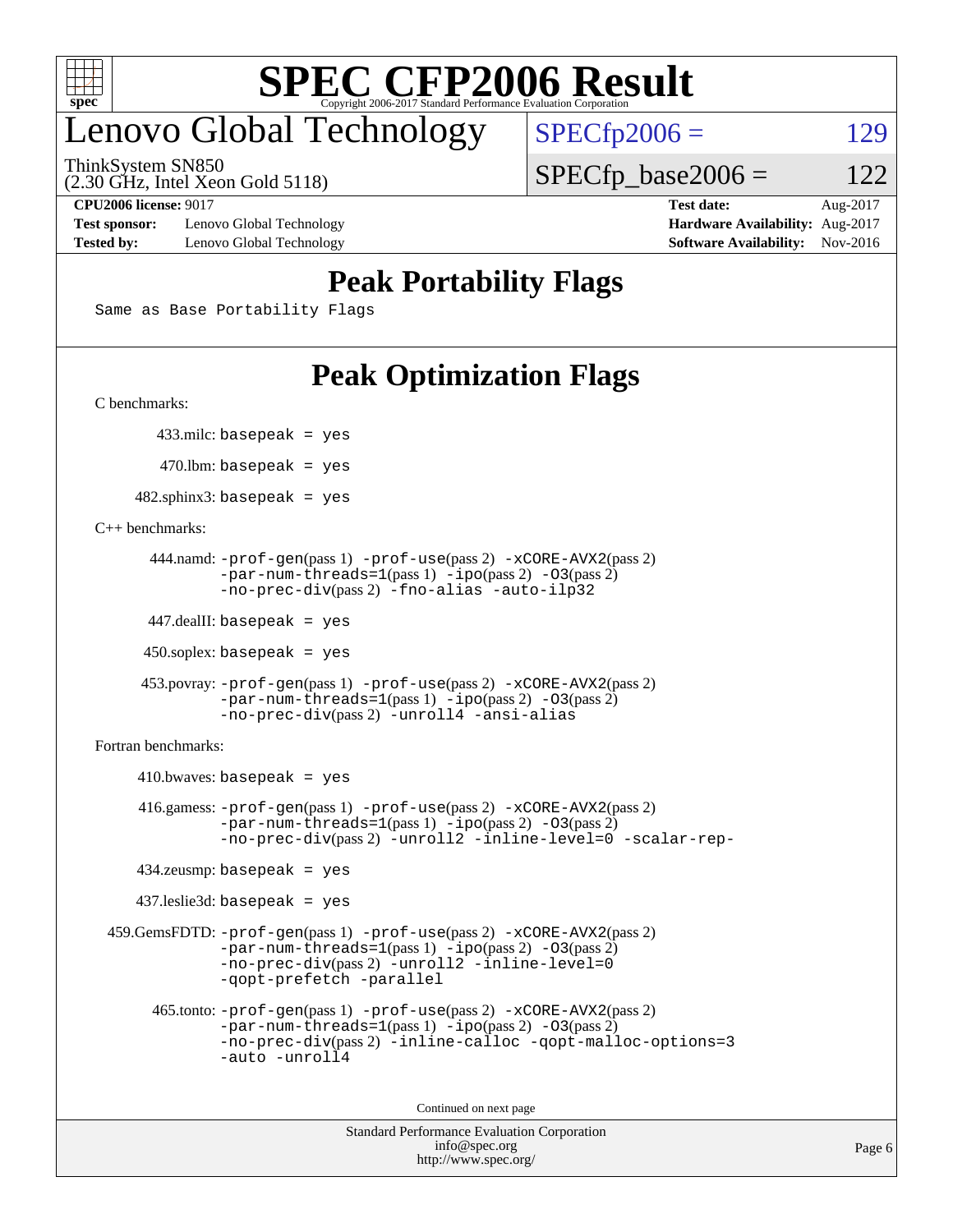# SPEC CFP2006 Result

Copyright 2006-2017 Standard Performance Evaluation Corporation

## Lenovo Global Technology

ThinkSystem SN850
(2.30 GHz, Intel Xeon Gold 5118)

SPECfp2006 = 129

SPECfp_base2006 = 122

| | | | |
|---|---|---|---|
| **CPU2006 license:** 9017 | | **Test date:** | Aug-2017 |
| **Test sponsor:** | Lenovo Global Technology | **Hardware Availability:** | Aug-2017 |
| **Tested by:** | Lenovo Global Technology | **Software Availability:** | Nov-2016 |

## Peak Portability Flags

Same as Base Portability Flags

## Peak Optimization Flags

C benchmarks:

433.milc: basepeak = yes

470.lbm: basepeak = yes

482.sphinx3: basepeak = yes

C++ benchmarks:

444.namd: -prof-gen(pass 1) -prof-use(pass 2) -xCORE-AVX2(pass 2) -par-num-threads=1(pass 1) -ipo(pass 2) -O3(pass 2) -no-prec-div(pass 2) -fno-alias -auto-ilp32

447.dealII: basepeak = yes

450.soplex: basepeak = yes

453.povray: -prof-gen(pass 1) -prof-use(pass 2) -xCORE-AVX2(pass 2) -par-num-threads=1(pass 1) -ipo(pass 2) -O3(pass 2) -no-prec-div(pass 2) -unroll4 -ansi-alias

Fortran benchmarks:

410.bwaves: basepeak = yes

416.gamess: -prof-gen(pass 1) -prof-use(pass 2) -xCORE-AVX2(pass 2) -par-num-threads=1(pass 1) -ipo(pass 2) -O3(pass 2) -no-prec-div(pass 2) -unroll2 -inline-level=0 -scalar-rep-

434.zeusmp: basepeak = yes

437.leslie3d: basepeak = yes

459.GemsFDTD: -prof-gen(pass 1) -prof-use(pass 2) -xCORE-AVX2(pass 2) -par-num-threads=1(pass 1) -ipo(pass 2) -O3(pass 2) -no-prec-div(pass 2) -unroll2 -inline-level=0 -qopt-prefetch -parallel

465.tonto: -prof-gen(pass 1) -prof-use(pass 2) -xCORE-AVX2(pass 2) -par-num-threads=1(pass 1) -ipo(pass 2) -O3(pass 2) -no-prec-div(pass 2) -inline-calloc -qopt-malloc-options=3 -auto -unroll4

Continued on next page

Standard Performance Evaluation Corporation
info@spec.org
http://www.spec.org/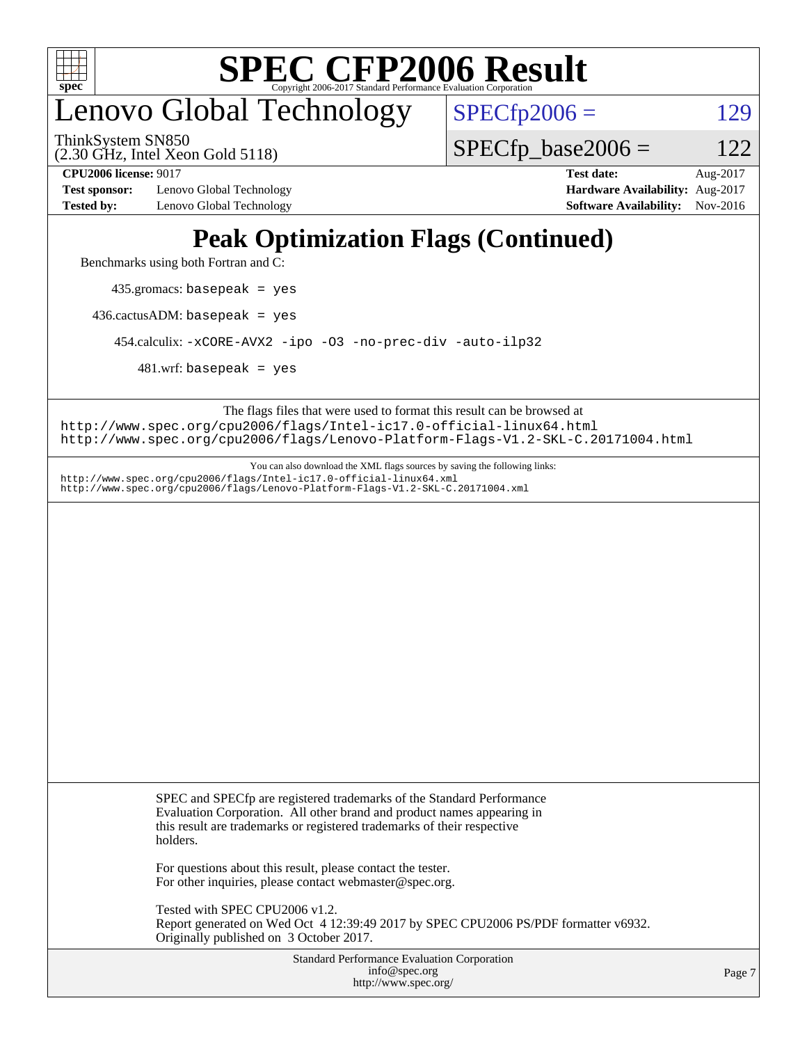# Lenovo Global Technology

ThinkSystem SN850
(2.30 GHz, Intel Xeon Gold 5118)

SPECfp2006 = 129

SPECfp_base2006 = 122

**CPU2006 license:** 9017
**Test sponsor:** Lenovo Global Technology
**Tested by:** Lenovo Global Technology

**Test date:** Aug-2017
**Hardware Availability:** Aug-2017
**Software Availability:** Nov-2016

## Peak Optimization Flags (Continued)

Benchmarks using both Fortran and C:

435.gromacs: `basepeak = yes`

436.cactusADM: `basepeak = yes`

454.calculix: `-xCORE-AVX2 -ipo -O3 -no-prec-div -auto-ilp32`

481.wrf: `basepeak = yes`

The flags files that were used to format this result can be browsed at
http://www.spec.org/cpu2006/flags/Intel-ic17.0-official-linux64.html
http://www.spec.org/cpu2006/flags/Lenovo-Platform-Flags-V1.2-SKL-C.20171004.html

You can also download the XML flags sources by saving the following links:
http://www.spec.org/cpu2006/flags/Intel-ic17.0-official-linux64.xml
http://www.spec.org/cpu2006/flags/Lenovo-Platform-Flags-V1.2-SKL-C.20171004.xml

SPEC and SPECfp are registered trademarks of the Standard Performance Evaluation Corporation. All other brand and product names appearing in this result are trademarks or registered trademarks of their respective holders.

For questions about this result, please contact the tester.
For other inquiries, please contact webmaster@spec.org.

Tested with SPEC CPU2006 v1.2.
Report generated on Wed Oct 4 12:39:49 2017 by SPEC CPU2006 PS/PDF formatter v6932.
Originally published on 3 October 2017.